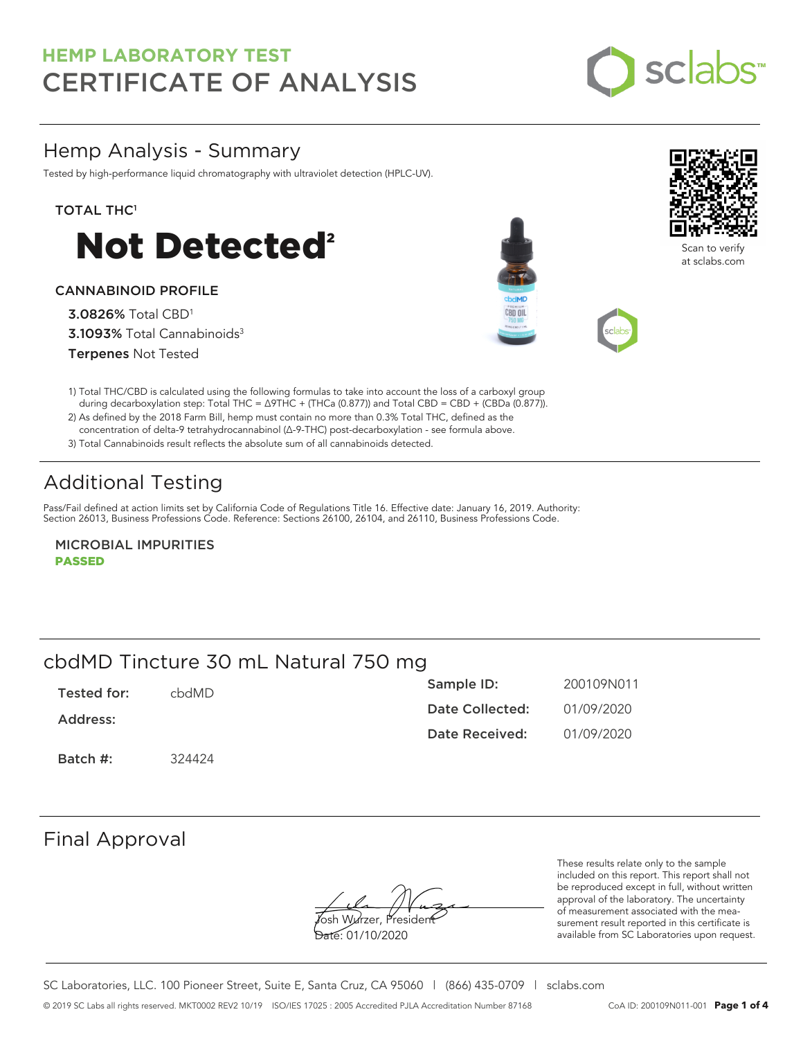# HEMP LABORATORY TEST
# CERTIFICATE OF ANALYSIS

## Hemp Analysis - Summary

Tested by high-performance liquid chromatography with ultraviolet detection (HPLC-UV).

**TOTAL THC**[1]

# Not Detected[2]

**CANNABINOID PROFILE**

**3.0826%** Total CBD[1]

**3.1093%** Total Cannabinoids[3]

**Terpenes** Not Tested

Scan to verify at sclabs.com

1) Total THC/CBD is calculated using the following formulas to take into account the loss of a carboxyl group during decarboxylation step: Total THC = Δ9THC + (THCa (0.877)) and Total CBD = CBD + (CBDa (0.877)).
2) As defined by the 2018 Farm Bill, hemp must contain no more than 0.3% Total THC, defined as the concentration of delta-9 tetrahydrocannabinol (Δ-9-THC) post-decarboxylation - see formula above.
3) Total Cannabinoids result reflects the absolute sum of all cannabinoids detected.

## Additional Testing

Pass/Fail defined at action limits set by California Code of Regulations Title 16. Effective date: January 16, 2019. Authority: Section 26013, Business Professions Code. Reference: Sections 26100, 26104, and 26110, Business Professions Code.

**MICROBIAL IMPURITIES**
**PASSED**

## cbdMD Tincture 30 mL Natural 750 mg

| | | | |
|---|---|---|---|
| **Tested for:** | cbdMD | **Sample ID:** | 200109N011 |
| **Address:** | | **Date Collected:** | 01/09/2020 |
| | | **Date Received:** | 01/09/2020 |
| **Batch #:** | 324424 | | |

## Final Approval

Josh Wurzer, President
Date: 01/10/2020

These results relate only to the sample included on this report. This report shall not be reproduced except in full, without written approval of the laboratory. The uncertainty of measurement associated with the measurement result reported in this certificate is available from SC Laboratories upon request.

SC Laboratories, LLC. 100 Pioneer Street, Suite E, Santa Cruz, CA 95060 | (866) 435-0709 | sclabs.com

© 2019 SC Labs all rights reserved. MKT0002 REV2 10/19 ISO/IES 17025 : 2005 Accredited PJLA Accreditation Number 87168 CoA ID: 200109N011-001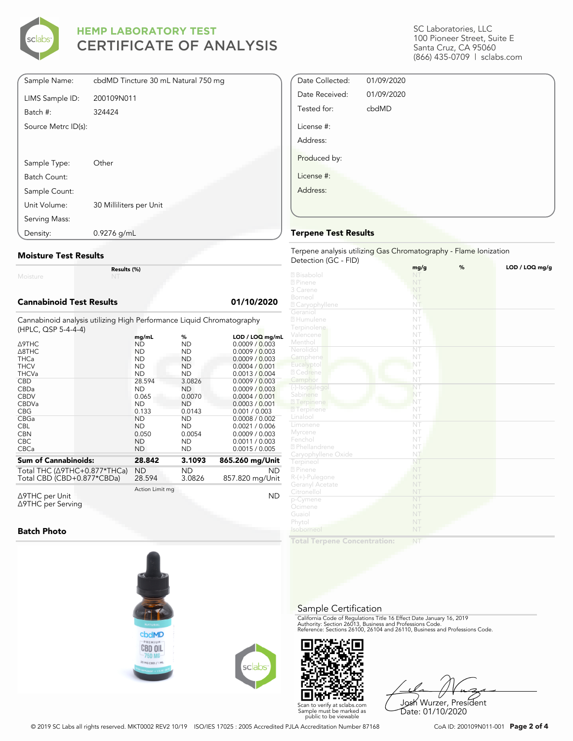# HEMP LABORATORY TEST
# CERTIFICATE OF ANALYSIS

SC Laboratories, LLC
100 Pioneer Street, Suite E
Santa Cruz, CA 95060
(866) 435-0709 | sclabs.com

| | |
|---|---|
| Sample Name: | cbdMD Tincture 30 mL Natural 750 mg |
| LIMS Sample ID: | 200109N011 |
| Batch #: | 324424 |
| Source Metrc ID(s): | |
| Sample Type: | Other |
| Batch Count: | |
| Sample Count: | |
| Unit Volume: | 30 Milliliters per Unit |
| Serving Mass: | |
| Density: | 0.9276 g/mL |

| | |
|---|---|
| Date Collected: | 01/09/2020 |
| Date Received: | 01/09/2020 |
| Tested for: | cbdMD |
| License #: | |
| Address: | |
| Produced by: | |
| License #: | |
| Address: | |

## Moisture Test Results

| | Results (%) |
|---|---|
| Moisture | NT |

## Cannabinoid Test Results 01/10/2020

Cannabinoid analysis utilizing High Performance Liquid Chromatography (HPLC, QSP 5-4-4-4)

| | mg/mL | % | LOD / LOQ mg/mL |
|---|---|---|---|
| Δ9THC | ND | ND | 0.0009 / 0.003 |
| Δ8THC | ND | ND | 0.0009 / 0.003 |
| THCa | ND | ND | 0.0009 / 0.003 |
| THCV | ND | ND | 0.0004 / 0.001 |
| THCVa | ND | ND | 0.0013 / 0.004 |
| CBD | 28.594 | 3.0826 | 0.0009 / 0.003 |
| CBDa | ND | ND | 0.0009 / 0.003 |
| CBDV | 0.065 | 0.0070 | 0.0004 / 0.001 |
| CBDVa | ND | ND | 0.0003 / 0.001 |
| CBG | 0.133 | 0.0143 | 0.001 / 0.003 |
| CBGa | ND | ND | 0.0008 / 0.002 |
| CBL | ND | ND | 0.0021 / 0.006 |
| CBN | 0.050 | 0.0054 | 0.0009 / 0.003 |
| CBC | ND | ND | 0.0011 / 0.003 |
| CBCa | ND | ND | 0.0015 / 0.005 |
| **Sum of Cannabinoids:** | **28.842** | **3.1093** | **865.260 mg/Unit** |
| Total THC (Δ9THC+0.877*THCa) | ND | ND | ND |
| Total CBD (CBD+0.877*CBDa) | 28.594 | 3.0826 | 857.820 mg/Unit |

| | Action Limit mg | |
|---|---|---|
| Δ9THC per Unit | | ND |
| Δ9THC per Serving | | |

## Batch Photo

## Terpene Test Results

Terpene analysis utilizing Gas Chromatography - Flame Ionization Detection (GC - FID)

| | mg/g | % | LOD / LOQ mg/g |
|---|---|---|---|
| Bisabolol | NT | | |
| Pinene | NT | | |
| 3 Carene | NT | | |
| Borneol | NT | | |
| Caryophyllene | NT | | |
| Geraniol | NT | | |
| Humulene | NT | | |
| Terpinolene | NT | | |
| Valencene | NT | | |
| Menthol | NT | | |
| Nerolidol | NT | | |
| Camphene | NT | | |
| Eucalyptol | NT | | |
| Cedrene | NT | | |
| Camphor | NT | | |
| (-)-Isopulegol | NT | | |
| Sabinene | NT | | |
| Terpinene | NT | | |
| Terpinene | NT | | |
| Linalool | NT | | |
| Limonene | NT | | |
| Myrcene | NT | | |
| Fenchol | NT | | |
| Phellandrene | NT | | |
| Caryophyllene Oxide | NT | | |
| Terpineol | NT | | |
| Pinene | NT | | |
| R-(+)-Pulegone | NT | | |
| Geranyl Acetate | NT | | |
| Citronellol | NT | | |
| p-Cymene | NT | | |
| Ocimene | NT | | |
| Guaiol | NT | | |
| Phytol | NT | | |
| Isoborneol | NT | | |
| **Total Terpene Concentration:** | NT | | |

## Sample Certification

California Code of Regulations Title 16 Effect Date January 16, 2019
Authority: Section 26013, Business and Professions Code.
Reference: Sections 26100, 26104 and 26110, Business and Professions Code.

Scan to verify at sclabs.com
Sample must be marked as public to be viewable

Josh Wurzer, President
Date: 01/10/2020

© 2019 SC Labs all rights reserved. MKT0002 REV2 10/19 ISO/IES 17025 : 2005 Accredited PJLA Accreditation Number 87168 CoA ID: 200109N011-001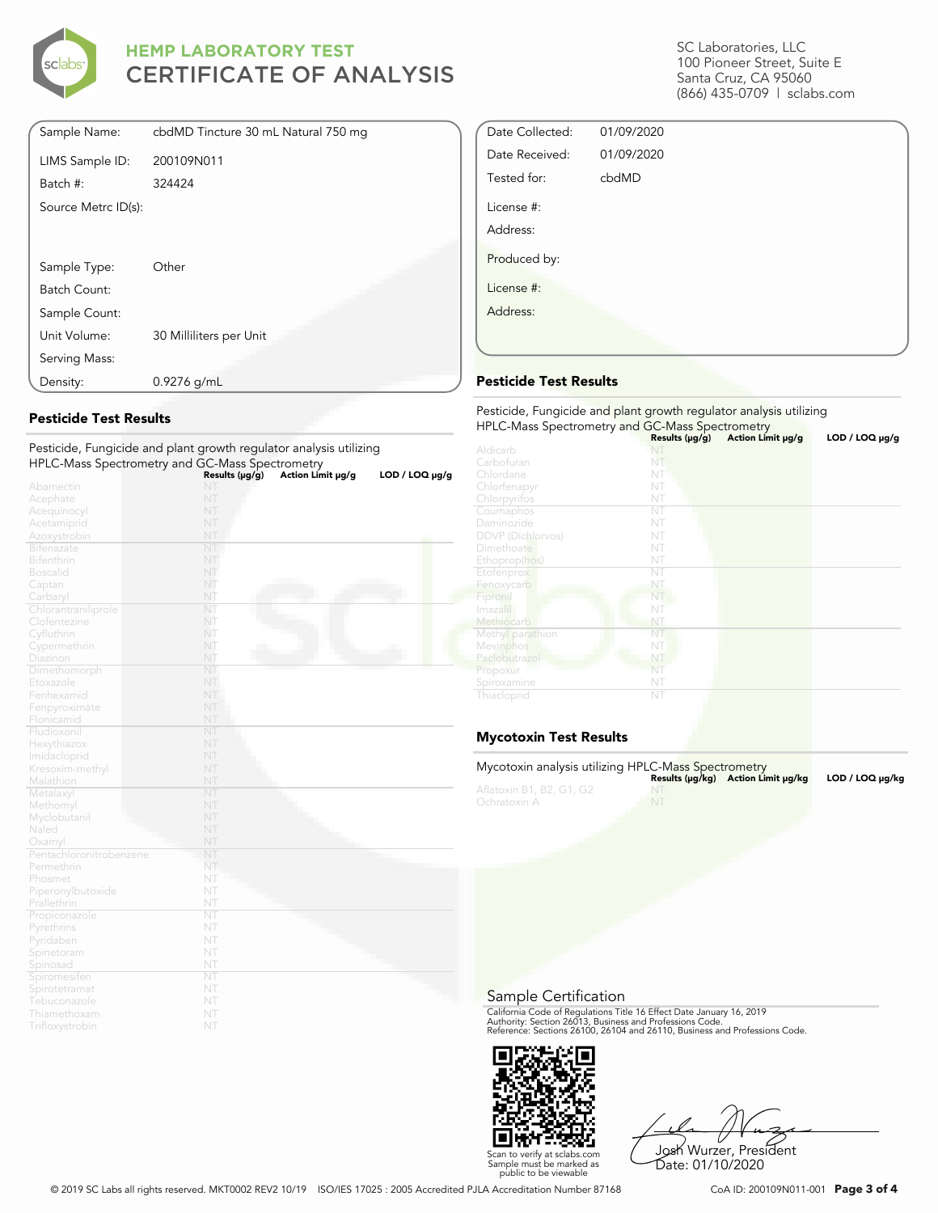# HEMP LABORATORY TEST
# CERTIFICATE OF ANALYSIS

SC Laboratories, LLC
100 Pioneer Street, Suite E
Santa Cruz, CA 95060
(866) 435-0709 | sclabs.com

| | |
|---|---|
| Sample Name: | cbdMD Tincture 30 mL Natural 750 mg |
| LIMS Sample ID: | 200109N011 |
| Batch #: | 324424 |
| Source Metrc ID(s): | |
| Sample Type: | Other |
| Batch Count: | |
| Sample Count: | |
| Unit Volume: | 30 Milliliters per Unit |
| Serving Mass: | |
| Density: | 0.9276 g/mL |

| | |
|---|---|
| Date Collected: | 01/09/2020 |
| Date Received: | 01/09/2020 |
| Tested for: | cbdMD |
| License #: | |
| Address: | |
| Produced by: | |
| License #: | |
| Address: | |

## Pesticide Test Results

Pesticide, Fungicide and plant growth regulator analysis utilizing HPLC-Mass Spectrometry and GC-Mass Spectrometry

| | Results (μg/g) | Action Limit μg/g | LOD / LOQ μg/g |
|---|---|---|---|
| Abamectin | NT | | |
| Acephate | NT | | |
| Acequinocyl | NT | | |
| Acetamiprid | NT | | |
| Azoxystrobin | NT | | |
| Bifenazate | NT | | |
| Bifenthrin | NT | | |
| Boscalid | NT | | |
| Captan | NT | | |
| Carbaryl | NT | | |
| Chlorantraniliprole | NT | | |
| Clofentezine | NT | | |
| Cyfluthrin | NT | | |
| Cypermethrin | NT | | |
| Diazinon | NT | | |
| Dimethomorph | NT | | |
| Etoxazole | NT | | |
| Fenhexamid | NT | | |
| Fenpyroximate | NT | | |
| Flonicamid | NT | | |
| Fludioxonil | NT | | |
| Hexythiazox | NT | | |
| Imidacloprid | NT | | |
| Kresoxim-methyl | NT | | |
| Malathion | NT | | |
| Metalaxyl | NT | | |
| Methomyl | NT | | |
| Myclobutanil | NT | | |
| Naled | NT | | |
| Oxamyl | NT | | |
| Pentachloronitrobenzene | NT | | |
| Permethrin | NT | | |
| Phosmet | NT | | |
| Piperonylbutoxide | NT | | |
| Prallethrin | NT | | |
| Propiconazole | NT | | |
| Pyrethrins | NT | | |
| Pyridaben | NT | | |
| Spinetoram | NT | | |
| Spinosad | NT | | |
| Spiromesifen | NT | | |
| Spirotetramat | NT | | |
| Tebuconazole | NT | | |
| Thiamethoxam | NT | | |
| Trifloxystrobin | NT | | |

## Pesticide Test Results

Pesticide, Fungicide and plant growth regulator analysis utilizing HPLC-Mass Spectrometry and GC-Mass Spectrometry

| | Results (μg/g) | Action Limit μg/g | LOD / LOQ μg/g |
|---|---|---|---|
| Aldicarb | NT | | |
| Carbofuran | NT | | |
| Chlordane | NT | | |
| Chlorfenapyr | NT | | |
| Chlorpyrifos | NT | | |
| Coumaphos | NT | | |
| Daminozide | NT | | |
| DDVP (Dichlorvos) | NT | | |
| Dimethoate | NT | | |
| Ethoprop(hos) | NT | | |
| Etofenprox | NT | | |
| Fenoxycarb | NT | | |
| Fipronil | NT | | |
| Imazalil | NT | | |
| Methiocarb | NT | | |
| Methyl parathion | NT | | |
| Mevinphos | NT | | |
| Paclobutrazol | NT | | |
| Propoxur | NT | | |
| Spiroxamine | NT | | |
| Thiacloprid | NT | | |

## Mycotoxin Test Results

Mycotoxin analysis utilizing HPLC-Mass Spectrometry

| | Results (μg/kg) | Action Limit μg/kg | LOD / LOQ μg/kg |
|---|---|---|---|
| Aflatoxin B1, B2, G1, G2 | NT | | |
| Ochratoxin A | NT | | |

## Sample Certification

California Code of Regulations Title 16 Effect Date January 16, 2019
Authority: Section 26013, Business and Professions Code.
Reference: Sections 26100, 26104 and 26110, Business and Professions Code.

Scan to verify at sclabs.com
Sample must be marked as public to be viewable

Josh Wurzer, President
Date: 01/10/2020

© 2019 SC Labs all rights reserved. MKT0002 REV2 10/19 ISO/IES 17025 : 2005 Accredited PJLA Accreditation Number 87168 CoA ID: 200109N011-001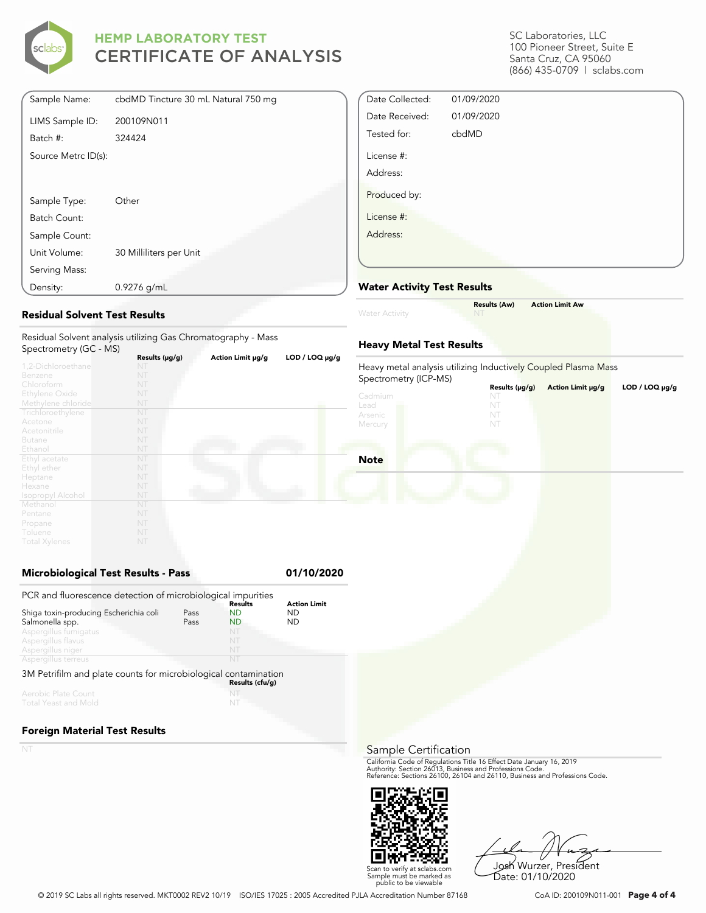# HEMP LABORATORY TEST
# CERTIFICATE OF ANALYSIS

SC Laboratories, LLC
100 Pioneer Street, Suite E
Santa Cruz, CA 95060
(866) 435-0709 | sclabs.com

| | |
|---|---|
| Sample Name: | cbdMD Tincture 30 mL Natural 750 mg |
| LIMS Sample ID: | 200109N011 |
| Batch #: | 324424 |
| Source Metrc ID(s): | |
| Sample Type: | Other |
| Batch Count: | |
| Sample Count: | |
| Unit Volume: | 30 Milliliters per Unit |
| Serving Mass: | |
| Density: | 0.9276 g/mL |

| | |
|---|---|
| Date Collected: | 01/09/2020 |
| Date Received: | 01/09/2020 |
| Tested for: | cbdMD |
| License #: | |
| Address: | |
| Produced by: | |
| License #: | |
| Address: | |

## Residual Solvent Test Results

Residual Solvent analysis utilizing Gas Chromatography - Mass Spectrometry (GC - MS)

| | Results (µg/g) | Action Limit µg/g | LOD / LOQ µg/g |
|---|---|---|---|
| 1,2-Dichloroethane | NT | | |
| Benzene | NT | | |
| Chloroform | NT | | |
| Ethylene Oxide | NT | | |
| Methylene chloride | NT | | |
| Trichloroethylene | NT | | |
| Acetone | NT | | |
| Acetonitrile | NT | | |
| Butane | NT | | |
| Ethanol | NT | | |
| Ethyl acetate | NT | | |
| Ethyl ether | NT | | |
| Heptane | NT | | |
| Hexane | NT | | |
| Isopropyl Alcohol | NT | | |
| Methanol | NT | | |
| Pentane | NT | | |
| Propane | NT | | |
| Toluene | NT | | |
| Total Xylenes | NT | | |

## Water Activity Test Results

| | Results (Aw) | Action Limit Aw |
|---|---|---|
| Water Activity | NT | |

## Heavy Metal Test Results

Heavy metal analysis utilizing Inductively Coupled Plasma Mass Spectrometry (ICP-MS)

| | Results (µg/g) | Action Limit µg/g | LOD / LOQ µg/g |
|---|---|---|---|
| Cadmium | NT | | |
| Lead | NT | | |
| Arsenic | NT | | |
| Mercury | NT | | |

## Note

## Microbiological Test Results - Pass 01/10/2020

PCR and fluorescence detection of microbiological impurities

| | | Results | Action Limit |
|---|---|---|---|
| Shiga toxin-producing Escherichia coli | Pass | ND | ND |
| Salmonella spp. | Pass | ND | ND |
| Aspergillus fumigatus | | NT | |
| Aspergillus flavus | | NT | |
| Aspergillus niger | | NT | |
| Aspergillus terreus | | NT | |

3M Petrifilm and plate counts for microbiological contamination

| | Results (cfu/g) |
|---|---|
| Aerobic Plate Count | NT |
| Total Yeast and Mold | NT |

## Foreign Material Test Results

NT

## Sample Certification

California Code of Regulations Title 16 Effect Date January 16, 2019
Authority: Section 26013, Business and Professions Code.
Reference: Sections 26100, 26104 and 26110, Business and Professions Code.

Scan to verify at sclabs.com
Sample must be marked as public to be viewable

Josh Wurzer, President
Date: 01/10/2020

© 2019 SC Labs all rights reserved. MKT0002 REV2 10/19 ISO/IES 17025 : 2005 Accredited PJLA Accreditation Number 87168

CoA ID: 200109N011-001